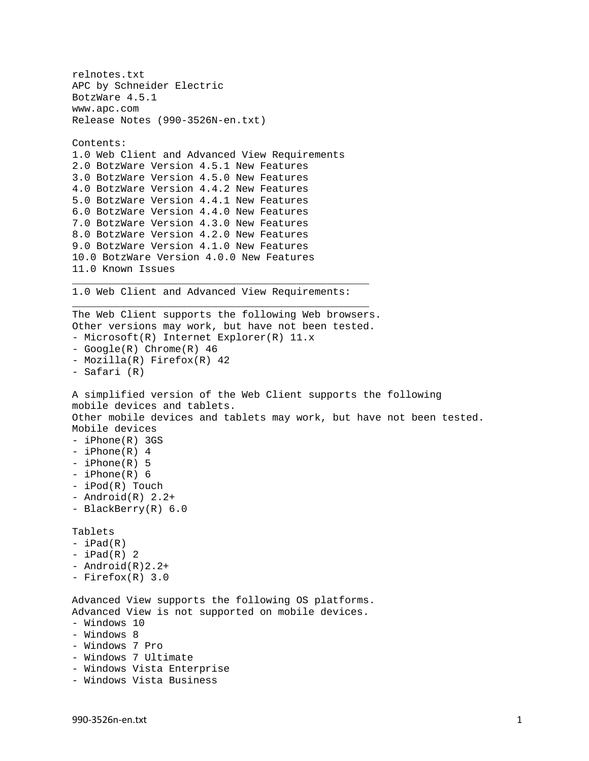relnotes.txt
APC by Schneider Electric
BotzWare 4.5.1
www.apc.com
Release Notes (990-3526N-en.txt)

Contents:
1.0 Web Client and Advanced View Requirements
2.0 BotzWare Version 4.5.1 New Features
3.0 BotzWare Version 4.5.0 New Features
4.0 BotzWare Version 4.4.2 New Features
5.0 BotzWare Version 4.4.1 New Features
6.0 BotzWare Version 4.4.0 New Features
7.0 BotzWare Version 4.3.0 New Features
8.0 BotzWare Version 4.2.0 New Features
9.0 BotzWare Version 4.1.0 New Features
10.0 BotzWare Version 4.0.0 New Features
11.0 Known Issues

---

## 1.0 Web Client and Advanced View Requirements:

---

The Web Client supports the following Web browsers.
Other versions may work, but have not been tested.

- Microsoft(R) Internet Explorer(R) 11.x
- Google(R) Chrome(R) 46
- Mozilla(R) Firefox(R) 42
- Safari (R)

A simplified version of the Web Client supports the following
mobile devices and tablets.
Other mobile devices and tablets may work, but have not been tested.

Mobile devices

- iPhone(R) 3GS
- iPhone(R) 4
- iPhone(R) 5
- iPhone(R) 6
- iPod(R) Touch
- Android(R) 2.2+
- BlackBerry(R) 6.0

Tablets

- iPad(R)
- iPad(R) 2
- Android(R)2.2+
- Firefox(R) 3.0

Advanced View supports the following OS platforms.
Advanced View is not supported on mobile devices.

- Windows 10
- Windows 8
- Windows 7 Pro
- Windows 7 Ultimate
- Windows Vista Enterprise
- Windows Vista Business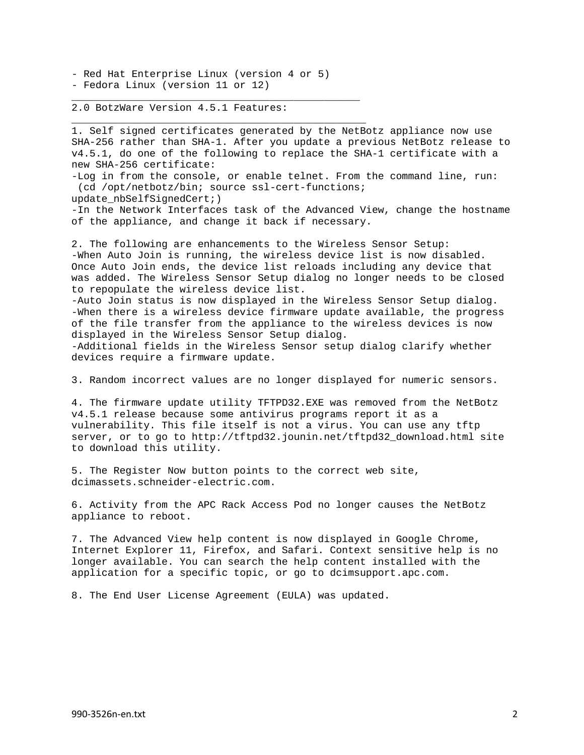- Red Hat Enterprise Linux (version 4 or 5)
- Fedora Linux (version 11 or 12)

______________________________________________

## 2.0 BotzWare Version 4.5.1 Features:

______________________________________________

1. Self signed certificates generated by the NetBotz appliance now use SHA-256 rather than SHA-1. After you update a previous NetBotz release to v4.5.1, do one of the following to replace the SHA-1 certificate with a new SHA-256 certificate:
-Log in from the console, or enable telnet. From the command line, run:
 (cd /opt/netbotz/bin; source ssl-cert-functions; update_nbSelfSignedCert;)
-In the Network Interfaces task of the Advanced View, change the hostname of the appliance, and change it back if necessary.

2. The following are enhancements to the Wireless Sensor Setup:
-When Auto Join is running, the wireless device list is now disabled. Once Auto Join ends, the device list reloads including any device that was added. The Wireless Sensor Setup dialog no longer needs to be closed to repopulate the wireless device list.
-Auto Join status is now displayed in the Wireless Sensor Setup dialog.
-When there is a wireless device firmware update available, the progress of the file transfer from the appliance to the wireless devices is now displayed in the Wireless Sensor Setup dialog.
-Additional fields in the Wireless Sensor setup dialog clarify whether devices require a firmware update.

3. Random incorrect values are no longer displayed for numeric sensors.

4. The firmware update utility TFTPD32.EXE was removed from the NetBotz v4.5.1 release because some antivirus programs report it as a vulnerability. This file itself is not a virus. You can use any tftp server, or to go to http://tftpd32.jounin.net/tftpd32_download.html site to download this utility.

5. The Register Now button points to the correct web site, dcimassets.schneider-electric.com.

6. Activity from the APC Rack Access Pod no longer causes the NetBotz appliance to reboot.

7. The Advanced View help content is now displayed in Google Chrome, Internet Explorer 11, Firefox, and Safari. Context sensitive help is no longer available. You can search the help content installed with the application for a specific topic, or go to dcimsupport.apc.com.

8. The End User License Agreement (EULA) was updated.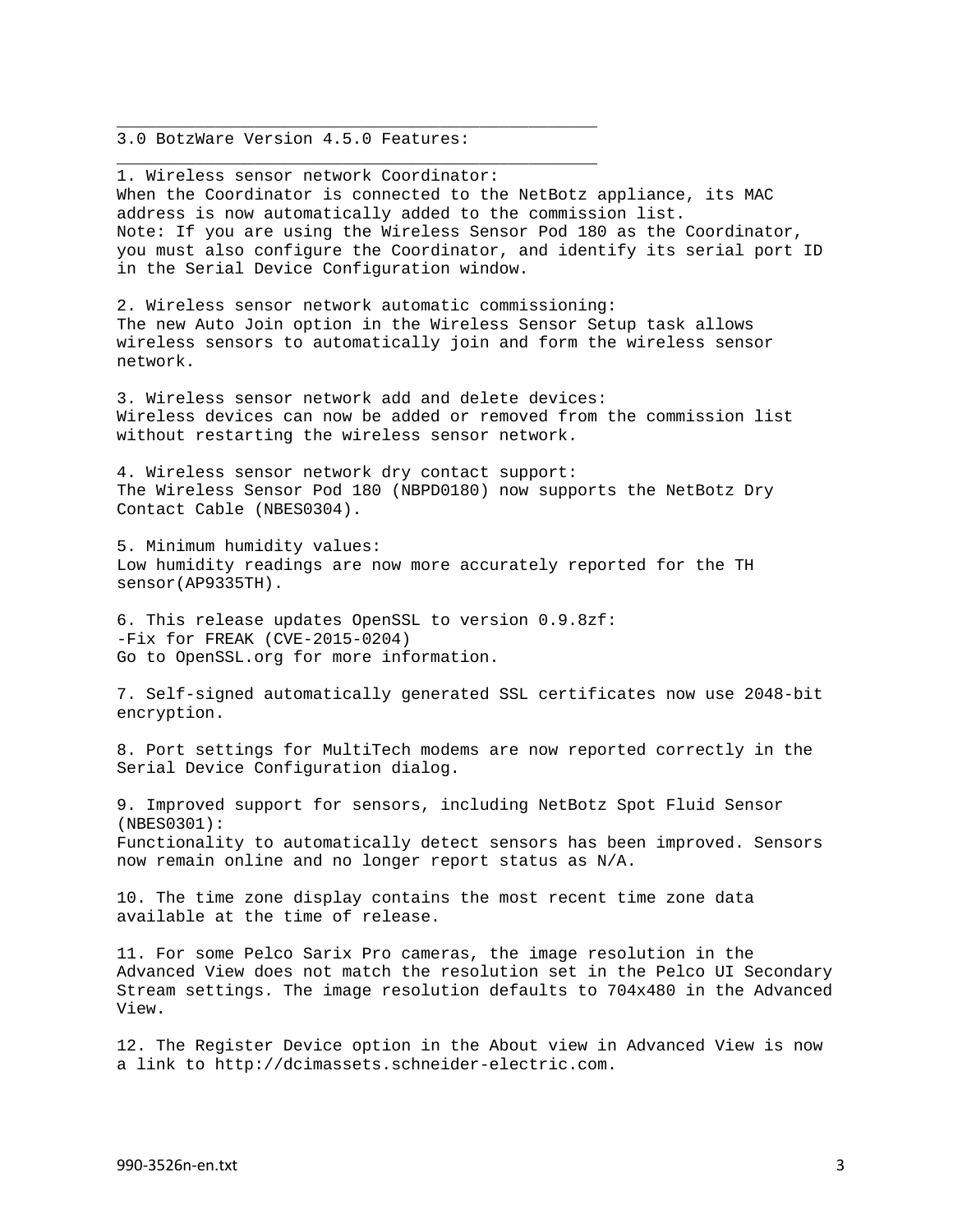## 3.0 BotzWare Version 4.5.0 Features:

1. Wireless sensor network Coordinator:
When the Coordinator is connected to the NetBotz appliance, its MAC address is now automatically added to the commission list.
Note: If you are using the Wireless Sensor Pod 180 as the Coordinator, you must also configure the Coordinator, and identify its serial port ID in the Serial Device Configuration window.

2. Wireless sensor network automatic commissioning:
The new Auto Join option in the Wireless Sensor Setup task allows wireless sensors to automatically join and form the wireless sensor network.

3. Wireless sensor network add and delete devices:
Wireless devices can now be added or removed from the commission list without restarting the wireless sensor network.

4. Wireless sensor network dry contact support:
The Wireless Sensor Pod 180 (NBPD0180) now supports the NetBotz Dry Contact Cable (NBES0304).

5. Minimum humidity values:
Low humidity readings are now more accurately reported for the TH sensor(AP9335TH).

6. This release updates OpenSSL to version 0.9.8zf:
-Fix for FREAK (CVE-2015-0204)
Go to OpenSSL.org for more information.

7. Self-signed automatically generated SSL certificates now use 2048-bit encryption.

8. Port settings for MultiTech modems are now reported correctly in the Serial Device Configuration dialog.

9. Improved support for sensors, including NetBotz Spot Fluid Sensor (NBES0301):
Functionality to automatically detect sensors has been improved. Sensors now remain online and no longer report status as N/A.

10. The time zone display contains the most recent time zone data available at the time of release.

11. For some Pelco Sarix Pro cameras, the image resolution in the Advanced View does not match the resolution set in the Pelco UI Secondary Stream settings. The image resolution defaults to 704x480 in the Advanced View.

12. The Register Device option in the About view in Advanced View is now a link to http://dcimassets.schneider-electric.com.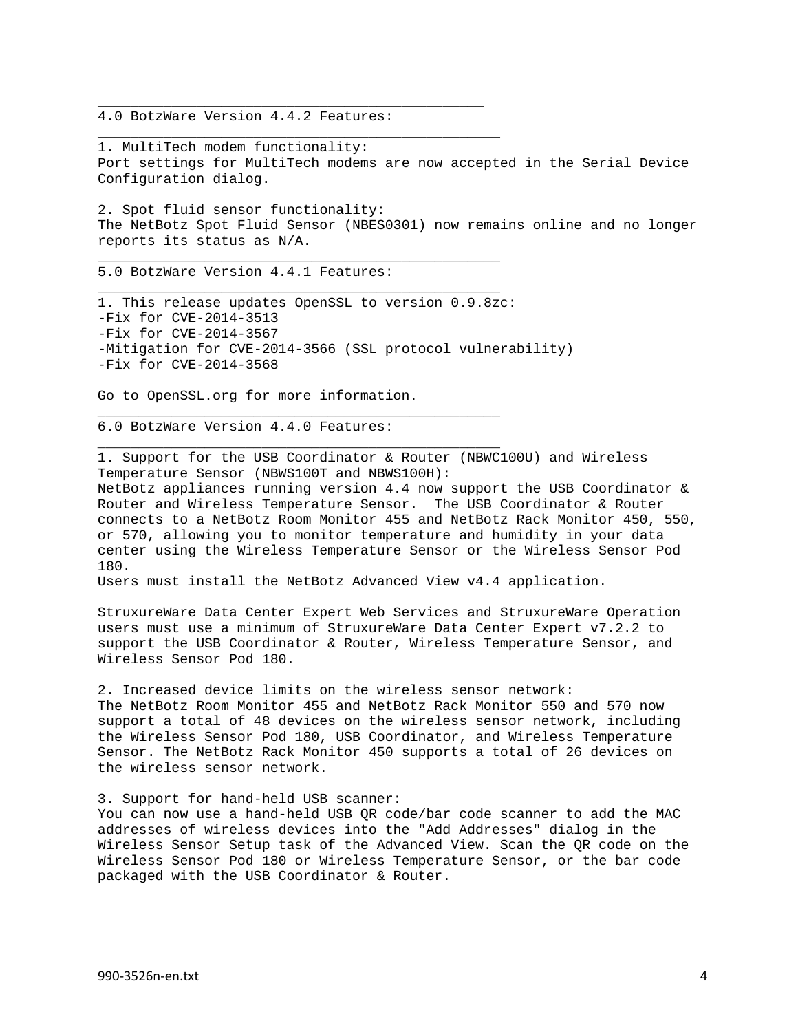## 4.0 BotzWare Version 4.4.2 Features:

1. MultiTech modem functionality:
Port settings for MultiTech modems are now accepted in the Serial Device Configuration dialog.

2. Spot fluid sensor functionality:
The NetBotz Spot Fluid Sensor (NBES0301) now remains online and no longer reports its status as N/A.

## 5.0 BotzWare Version 4.4.1 Features:

1. This release updates OpenSSL to version 0.9.8zc:
-Fix for CVE-2014-3513
-Fix for CVE-2014-3567
-Mitigation for CVE-2014-3566 (SSL protocol vulnerability)
-Fix for CVE-2014-3568

Go to OpenSSL.org for more information.

## 6.0 BotzWare Version 4.4.0 Features:

1. Support for the USB Coordinator & Router (NBWC100U) and Wireless Temperature Sensor (NBWS100T and NBWS100H):
NetBotz appliances running version 4.4 now support the USB Coordinator & Router and Wireless Temperature Sensor. The USB Coordinator & Router connects to a NetBotz Room Monitor 455 and NetBotz Rack Monitor 450, 550, or 570, allowing you to monitor temperature and humidity in your data center using the Wireless Temperature Sensor or the Wireless Sensor Pod 180.
Users must install the NetBotz Advanced View v4.4 application.

StruxureWare Data Center Expert Web Services and StruxureWare Operation users must use a minimum of StruxureWare Data Center Expert v7.2.2 to support the USB Coordinator & Router, Wireless Temperature Sensor, and Wireless Sensor Pod 180.

2. Increased device limits on the wireless sensor network:
The NetBotz Room Monitor 455 and NetBotz Rack Monitor 550 and 570 now support a total of 48 devices on the wireless sensor network, including the Wireless Sensor Pod 180, USB Coordinator, and Wireless Temperature Sensor. The NetBotz Rack Monitor 450 supports a total of 26 devices on the wireless sensor network.

3. Support for hand-held USB scanner:
You can now use a hand-held USB QR code/bar code scanner to add the MAC addresses of wireless devices into the "Add Addresses" dialog in the Wireless Sensor Setup task of the Advanced View. Scan the QR code on the Wireless Sensor Pod 180 or Wireless Temperature Sensor, or the bar code packaged with the USB Coordinator & Router.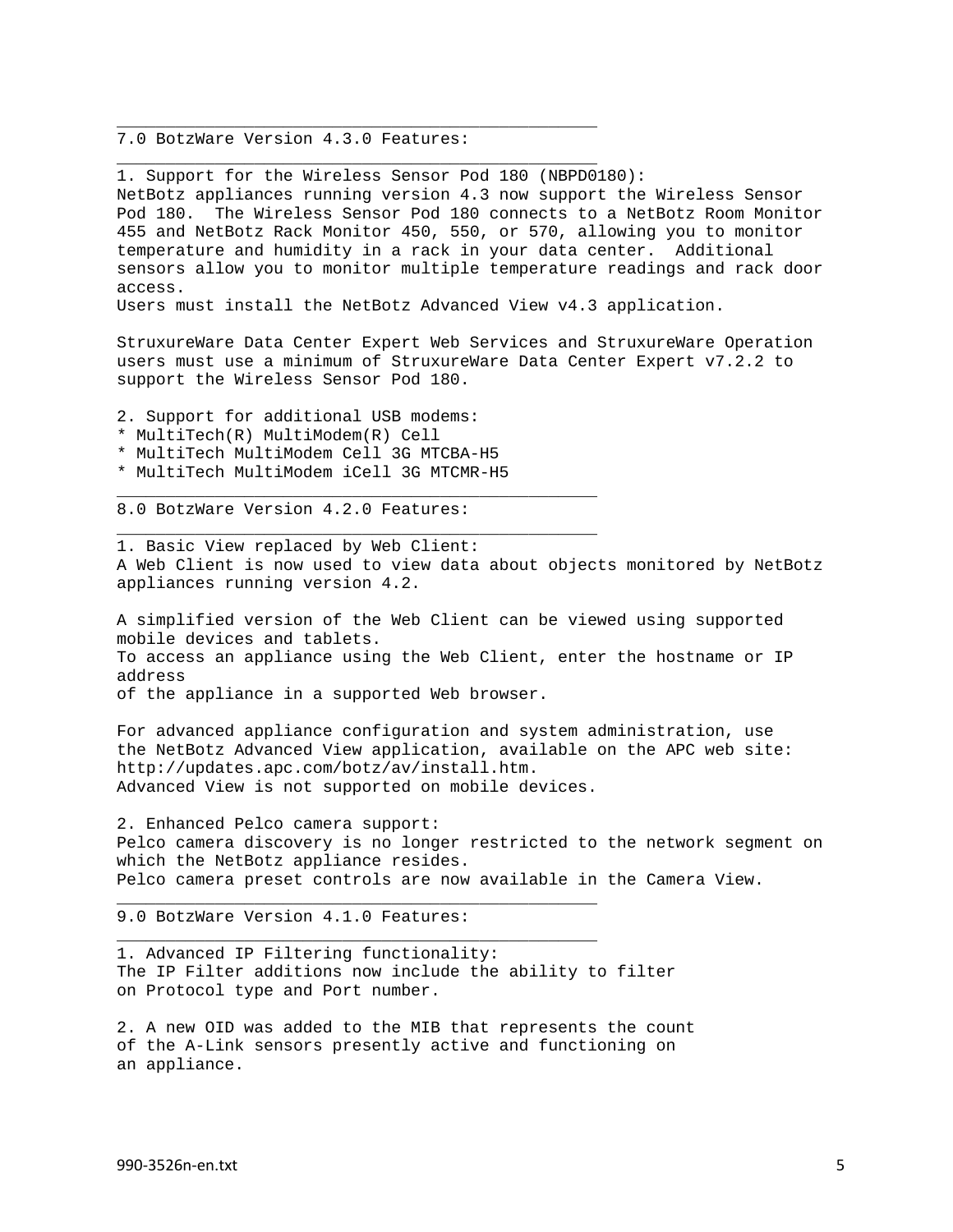## 7.0 BotzWare Version 4.3.0 Features:

1. Support for the Wireless Sensor Pod 180 (NBPD0180):
NetBotz appliances running version 4.3 now support the Wireless Sensor Pod 180. The Wireless Sensor Pod 180 connects to a NetBotz Room Monitor 455 and NetBotz Rack Monitor 450, 550, or 570, allowing you to monitor temperature and humidity in a rack in your data center. Additional sensors allow you to monitor multiple temperature readings and rack door access.
Users must install the NetBotz Advanced View v4.3 application.

StruxureWare Data Center Expert Web Services and StruxureWare Operation users must use a minimum of StruxureWare Data Center Expert v7.2.2 to support the Wireless Sensor Pod 180.

2. Support for additional USB modems:
* MultiTech(R) MultiModem(R) Cell
* MultiTech MultiModem Cell 3G MTCBA-H5
* MultiTech MultiModem iCell 3G MTCMR-H5

## 8.0 BotzWare Version 4.2.0 Features:

1. Basic View replaced by Web Client:
A Web Client is now used to view data about objects monitored by NetBotz appliances running version 4.2.

A simplified version of the Web Client can be viewed using supported mobile devices and tablets.
To access an appliance using the Web Client, enter the hostname or IP address
of the appliance in a supported Web browser.

For advanced appliance configuration and system administration, use the NetBotz Advanced View application, available on the APC web site:
http://updates.apc.com/botz/av/install.htm.
Advanced View is not supported on mobile devices.

2. Enhanced Pelco camera support:
Pelco camera discovery is no longer restricted to the network segment on which the NetBotz appliance resides.
Pelco camera preset controls are now available in the Camera View.

## 9.0 BotzWare Version 4.1.0 Features:

1. Advanced IP Filtering functionality:
The IP Filter additions now include the ability to filter
on Protocol type and Port number.

2. A new OID was added to the MIB that represents the count
of the A-Link sensors presently active and functioning on
an appliance.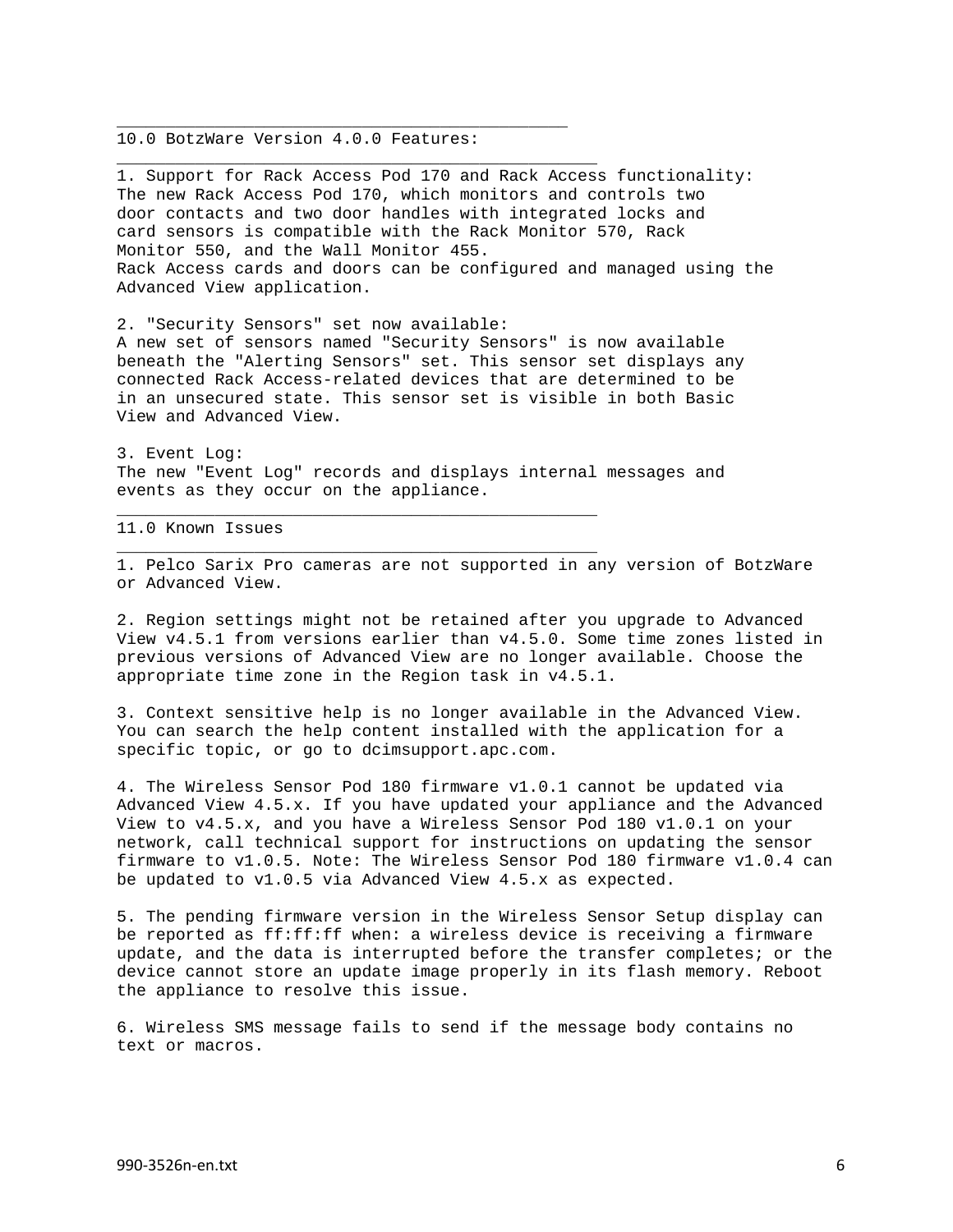## 10.0 BotzWare Version 4.0.0 Features:

1. Support for Rack Access Pod 170 and Rack Access functionality:
The new Rack Access Pod 170, which monitors and controls two door contacts and two door handles with integrated locks and card sensors is compatible with the Rack Monitor 570, Rack Monitor 550, and the Wall Monitor 455.
Rack Access cards and doors can be configured and managed using the Advanced View application.

2. "Security Sensors" set now available:
A new set of sensors named "Security Sensors" is now available beneath the "Alerting Sensors" set. This sensor set displays any connected Rack Access-related devices that are determined to be in an unsecured state. This sensor set is visible in both Basic View and Advanced View.

3. Event Log:
The new "Event Log" records and displays internal messages and events as they occur on the appliance.

## 11.0 Known Issues

1. Pelco Sarix Pro cameras are not supported in any version of BotzWare or Advanced View.

2. Region settings might not be retained after you upgrade to Advanced View v4.5.1 from versions earlier than v4.5.0. Some time zones listed in previous versions of Advanced View are no longer available. Choose the appropriate time zone in the Region task in v4.5.1.

3. Context sensitive help is no longer available in the Advanced View. You can search the help content installed with the application for a specific topic, or go to dcimsupport.apc.com.

4. The Wireless Sensor Pod 180 firmware v1.0.1 cannot be updated via Advanced View 4.5.x. If you have updated your appliance and the Advanced View to v4.5.x, and you have a Wireless Sensor Pod 180 v1.0.1 on your network, call technical support for instructions on updating the sensor firmware to v1.0.5. Note: The Wireless Sensor Pod 180 firmware v1.0.4 can be updated to v1.0.5 via Advanced View 4.5.x as expected.

5. The pending firmware version in the Wireless Sensor Setup display can be reported as ff:ff:ff when: a wireless device is receiving a firmware update, and the data is interrupted before the transfer completes; or the device cannot store an update image properly in its flash memory. Reboot the appliance to resolve this issue.

6. Wireless SMS message fails to send if the message body contains no text or macros.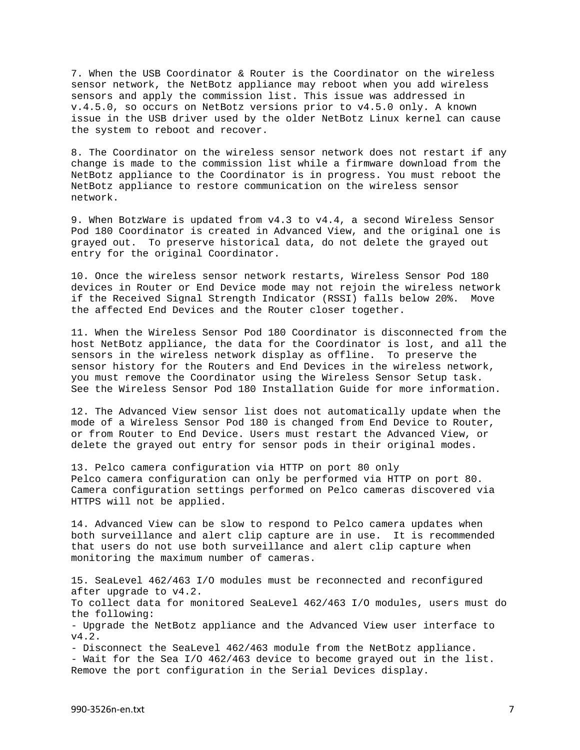7. When the USB Coordinator & Router is the Coordinator on the wireless sensor network, the NetBotz appliance may reboot when you add wireless sensors and apply the commission list. This issue was addressed in v.4.5.0, so occurs on NetBotz versions prior to v4.5.0 only. A known issue in the USB driver used by the older NetBotz Linux kernel can cause the system to reboot and recover.

8. The Coordinator on the wireless sensor network does not restart if any change is made to the commission list while a firmware download from the NetBotz appliance to the Coordinator is in progress. You must reboot the NetBotz appliance to restore communication on the wireless sensor network.

9. When BotzWare is updated from v4.3 to v4.4, a second Wireless Sensor Pod 180 Coordinator is created in Advanced View, and the original one is grayed out. To preserve historical data, do not delete the grayed out entry for the original Coordinator.

10. Once the wireless sensor network restarts, Wireless Sensor Pod 180 devices in Router or End Device mode may not rejoin the wireless network if the Received Signal Strength Indicator (RSSI) falls below 20%. Move the affected End Devices and the Router closer together.

11. When the Wireless Sensor Pod 180 Coordinator is disconnected from the host NetBotz appliance, the data for the Coordinator is lost, and all the sensors in the wireless network display as offline. To preserve the sensor history for the Routers and End Devices in the wireless network, you must remove the Coordinator using the Wireless Sensor Setup task. See the Wireless Sensor Pod 180 Installation Guide for more information.

12. The Advanced View sensor list does not automatically update when the mode of a Wireless Sensor Pod 180 is changed from End Device to Router, or from Router to End Device. Users must restart the Advanced View, or delete the grayed out entry for sensor pods in their original modes.

13. Pelco camera configuration via HTTP on port 80 only
Pelco camera configuration can only be performed via HTTP on port 80. Camera configuration settings performed on Pelco cameras discovered via HTTPS will not be applied.

14. Advanced View can be slow to respond to Pelco camera updates when both surveillance and alert clip capture are in use. It is recommended that users do not use both surveillance and alert clip capture when monitoring the maximum number of cameras.

15. SeaLevel 462/463 I/O modules must be reconnected and reconfigured after upgrade to v4.2.
To collect data for monitored SeaLevel 462/463 I/O modules, users must do the following:
- Upgrade the NetBotz appliance and the Advanced View user interface to v4.2.
- Disconnect the SeaLevel 462/463 module from the NetBotz appliance.
- Wait for the Sea I/O 462/463 device to become grayed out in the list. Remove the port configuration in the Serial Devices display.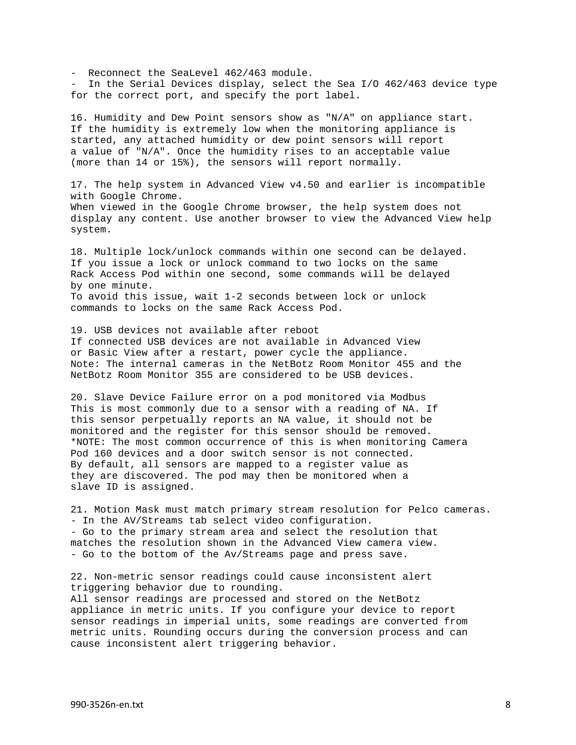- Reconnect the SeaLevel 462/463 module.
- In the Serial Devices display, select the Sea I/O 462/463 device type for the correct port, and specify the port label.

16. Humidity and Dew Point sensors show as "N/A" on appliance start.
If the humidity is extremely low when the monitoring appliance is started, any attached humidity or dew point sensors will report a value of "N/A". Once the humidity rises to an acceptable value (more than 14 or 15%), the sensors will report normally.

17. The help system in Advanced View v4.50 and earlier is incompatible with Google Chrome.
When viewed in the Google Chrome browser, the help system does not display any content. Use another browser to view the Advanced View help system.

18. Multiple lock/unlock commands within one second can be delayed.
If you issue a lock or unlock command to two locks on the same Rack Access Pod within one second, some commands will be delayed by one minute.
To avoid this issue, wait 1-2 seconds between lock or unlock commands to locks on the same Rack Access Pod.

19. USB devices not available after reboot
If connected USB devices are not available in Advanced View or Basic View after a restart, power cycle the appliance.
Note: The internal cameras in the NetBotz Room Monitor 455 and the NetBotz Room Monitor 355 are considered to be USB devices.

20. Slave Device Failure error on a pod monitored via Modbus
This is most commonly due to a sensor with a reading of NA. If this sensor perpetually reports an NA value, it should not be monitored and the register for this sensor should be removed.
*NOTE: The most common occurrence of this is when monitoring Camera Pod 160 devices and a door switch sensor is not connected.
By default, all sensors are mapped to a register value as they are discovered. The pod may then be monitored when a slave ID is assigned.

21. Motion Mask must match primary stream resolution for Pelco cameras.
- In the AV/Streams tab select video configuration.
- Go to the primary stream area and select the resolution that matches the resolution shown in the Advanced View camera view.
- Go to the bottom of the Av/Streams page and press save.

22. Non-metric sensor readings could cause inconsistent alert triggering behavior due to rounding.
All sensor readings are processed and stored on the NetBotz appliance in metric units. If you configure your device to report sensor readings in imperial units, some readings are converted from metric units. Rounding occurs during the conversion process and can cause inconsistent alert triggering behavior.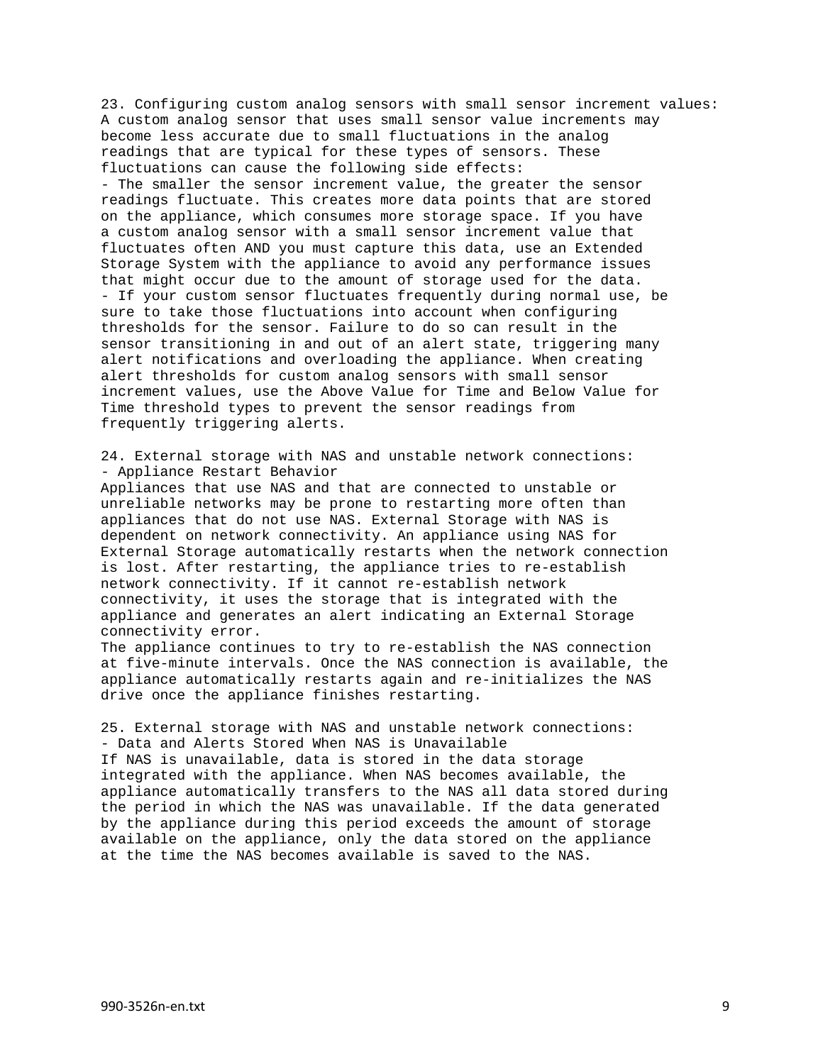23. Configuring custom analog sensors with small sensor increment values:
A custom analog sensor that uses small sensor value increments may become less accurate due to small fluctuations in the analog readings that are typical for these types of sensors. These fluctuations can cause the following side effects:

- The smaller the sensor increment value, the greater the sensor readings fluctuate. This creates more data points that are stored on the appliance, which consumes more storage space. If you have a custom analog sensor with a small sensor increment value that fluctuates often AND you must capture this data, use an Extended Storage System with the appliance to avoid any performance issues that might occur due to the amount of storage used for the data.
- If your custom sensor fluctuates frequently during normal use, be sure to take those fluctuations into account when configuring thresholds for the sensor. Failure to do so can result in the sensor transitioning in and out of an alert state, triggering many alert notifications and overloading the appliance. When creating alert thresholds for custom analog sensors with small sensor increment values, use the Above Value for Time and Below Value for Time threshold types to prevent the sensor readings from frequently triggering alerts.

24. External storage with NAS and unstable network connections:
- Appliance Restart Behavior

Appliances that use NAS and that are connected to unstable or unreliable networks may be prone to restarting more often than appliances that do not use NAS. External Storage with NAS is dependent on network connectivity. An appliance using NAS for External Storage automatically restarts when the network connection is lost. After restarting, the appliance tries to re-establish network connectivity. If it cannot re-establish network connectivity, it uses the storage that is integrated with the appliance and generates an alert indicating an External Storage connectivity error.
The appliance continues to try to re-establish the NAS connection at five-minute intervals. Once the NAS connection is available, the appliance automatically restarts again and re-initializes the NAS drive once the appliance finishes restarting.

25. External storage with NAS and unstable network connections:
- Data and Alerts Stored When NAS is Unavailable

If NAS is unavailable, data is stored in the data storage integrated with the appliance. When NAS becomes available, the appliance automatically transfers to the NAS all data stored during the period in which the NAS was unavailable. If the data generated by the appliance during this period exceeds the amount of storage available on the appliance, only the data stored on the appliance at the time the NAS becomes available is saved to the NAS.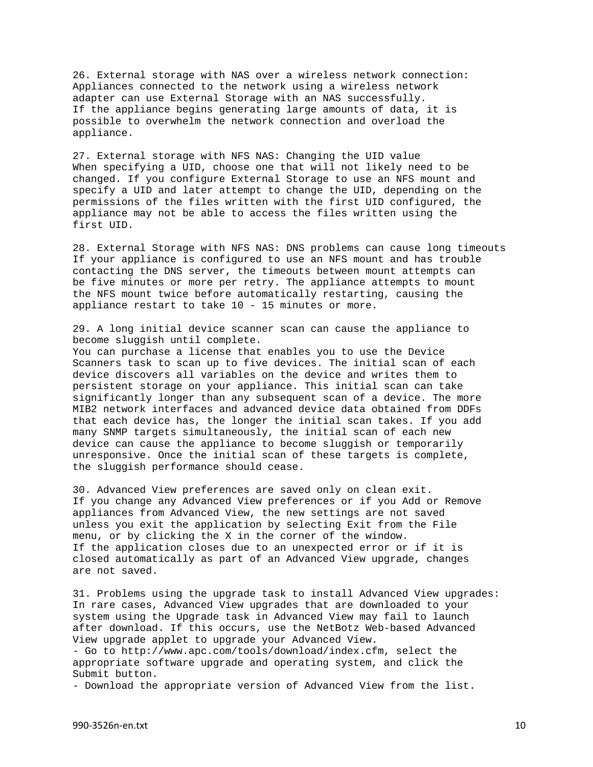26. External storage with NAS over a wireless network connection:
Appliances connected to the network using a wireless network adapter can use External Storage with an NAS successfully.
If the appliance begins generating large amounts of data, it is possible to overwhelm the network connection and overload the appliance.

27. External storage with NFS NAS: Changing the UID value
When specifying a UID, choose one that will not likely need to be changed. If you configure External Storage to use an NFS mount and specify a UID and later attempt to change the UID, depending on the permissions of the files written with the first UID configured, the appliance may not be able to access the files written using the first UID.

28. External Storage with NFS NAS: DNS problems can cause long timeouts
If your appliance is configured to use an NFS mount and has trouble contacting the DNS server, the timeouts between mount attempts can be five minutes or more per retry. The appliance attempts to mount the NFS mount twice before automatically restarting, causing the appliance restart to take 10 - 15 minutes or more.

29. A long initial device scanner scan can cause the appliance to become sluggish until complete.
You can purchase a license that enables you to use the Device Scanners task to scan up to five devices. The initial scan of each device discovers all variables on the device and writes them to persistent storage on your appliance. This initial scan can take significantly longer than any subsequent scan of a device. The more MIB2 network interfaces and advanced device data obtained from DDFs that each device has, the longer the initial scan takes. If you add many SNMP targets simultaneously, the initial scan of each new device can cause the appliance to become sluggish or temporarily unresponsive. Once the initial scan of these targets is complete, the sluggish performance should cease.

30. Advanced View preferences are saved only on clean exit.
If you change any Advanced View preferences or if you Add or Remove appliances from Advanced View, the new settings are not saved unless you exit the application by selecting Exit from the File menu, or by clicking the X in the corner of the window.
If the application closes due to an unexpected error or if it is closed automatically as part of an Advanced View upgrade, changes are not saved.

31. Problems using the upgrade task to install Advanced View upgrades:
In rare cases, Advanced View upgrades that are downloaded to your system using the Upgrade task in Advanced View may fail to launch after download. If this occurs, use the NetBotz Web-based Advanced View upgrade applet to upgrade your Advanced View.
- Go to http://www.apc.com/tools/download/index.cfm, select the appropriate software upgrade and operating system, and click the Submit button.
- Download the appropriate version of Advanced View from the list.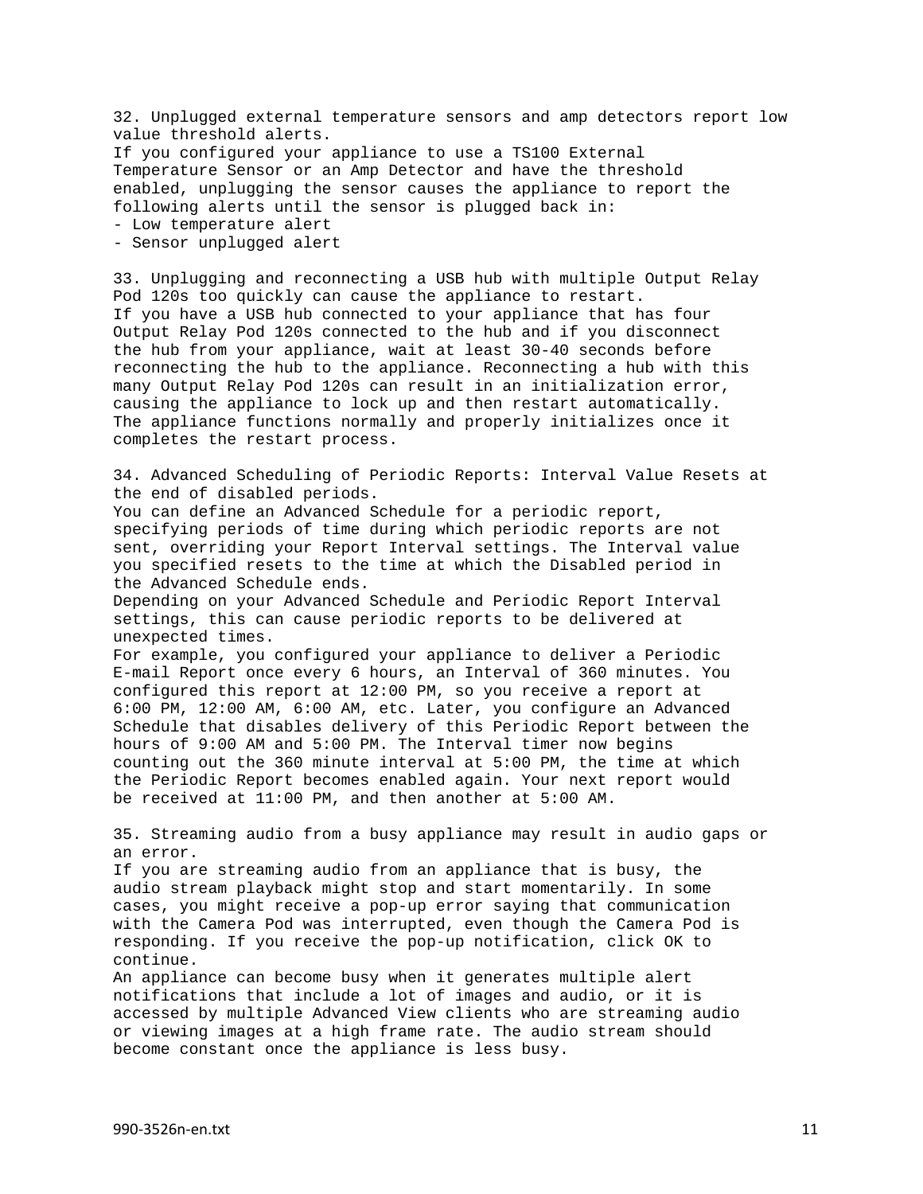32. Unplugged external temperature sensors and amp detectors report low value threshold alerts.
If you configured your appliance to use a TS100 External Temperature Sensor or an Amp Detector and have the threshold enabled, unplugging the sensor causes the appliance to report the following alerts until the sensor is plugged back in:
- Low temperature alert
- Sensor unplugged alert

33. Unplugging and reconnecting a USB hub with multiple Output Relay Pod 120s too quickly can cause the appliance to restart.
If you have a USB hub connected to your appliance that has four Output Relay Pod 120s connected to the hub and if you disconnect the hub from your appliance, wait at least 30-40 seconds before reconnecting the hub to the appliance. Reconnecting a hub with this many Output Relay Pod 120s can result in an initialization error, causing the appliance to lock up and then restart automatically. The appliance functions normally and properly initializes once it completes the restart process.

34. Advanced Scheduling of Periodic Reports: Interval Value Resets at the end of disabled periods.
You can define an Advanced Schedule for a periodic report, specifying periods of time during which periodic reports are not sent, overriding your Report Interval settings. The Interval value you specified resets to the time at which the Disabled period in the Advanced Schedule ends.
Depending on your Advanced Schedule and Periodic Report Interval settings, this can cause periodic reports to be delivered at unexpected times.
For example, you configured your appliance to deliver a Periodic E-mail Report once every 6 hours, an Interval of 360 minutes. You configured this report at 12:00 PM, so you receive a report at 6:00 PM, 12:00 AM, 6:00 AM, etc. Later, you configure an Advanced Schedule that disables delivery of this Periodic Report between the hours of 9:00 AM and 5:00 PM. The Interval timer now begins counting out the 360 minute interval at 5:00 PM, the time at which the Periodic Report becomes enabled again. Your next report would be received at 11:00 PM, and then another at 5:00 AM.

35. Streaming audio from a busy appliance may result in audio gaps or an error.
If you are streaming audio from an appliance that is busy, the audio stream playback might stop and start momentarily. In some cases, you might receive a pop-up error saying that communication with the Camera Pod was interrupted, even though the Camera Pod is responding. If you receive the pop-up notification, click OK to continue.
An appliance can become busy when it generates multiple alert notifications that include a lot of images and audio, or it is accessed by multiple Advanced View clients who are streaming audio or viewing images at a high frame rate. The audio stream should become constant once the appliance is less busy.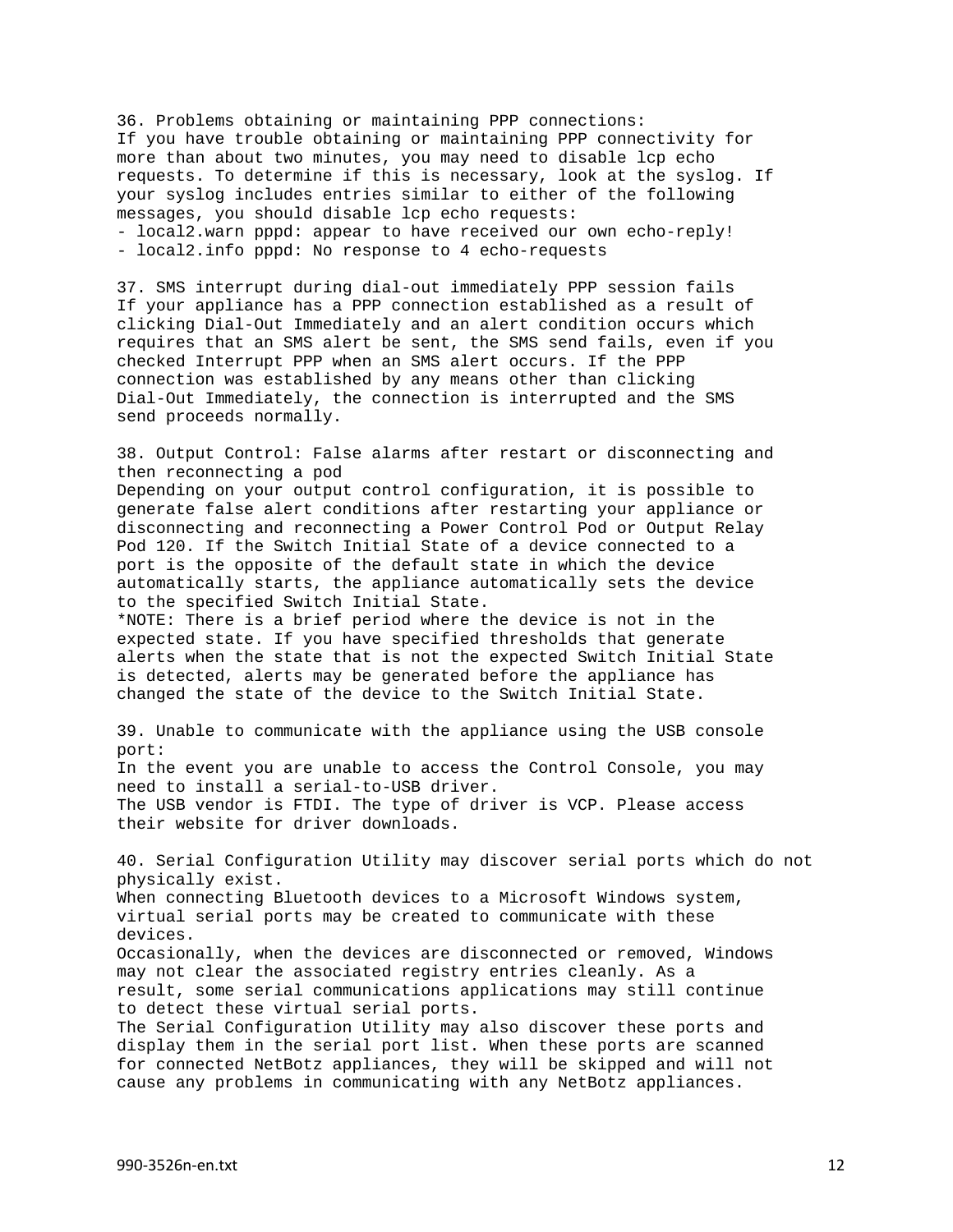36. Problems obtaining or maintaining PPP connections:
If you have trouble obtaining or maintaining PPP connectivity for more than about two minutes, you may need to disable lcp echo requests. To determine if this is necessary, look at the syslog. If your syslog includes entries similar to either of the following messages, you should disable lcp echo requests:
- local2.warn pppd: appear to have received our own echo-reply!
- local2.info pppd: No response to 4 echo-requests

37. SMS interrupt during dial-out immediately PPP session fails
If your appliance has a PPP connection established as a result of clicking Dial-Out Immediately and an alert condition occurs which requires that an SMS alert be sent, the SMS send fails, even if you checked Interrupt PPP when an SMS alert occurs. If the PPP connection was established by any means other than clicking Dial-Out Immediately, the connection is interrupted and the SMS send proceeds normally.

38. Output Control: False alarms after restart or disconnecting and then reconnecting a pod
Depending on your output control configuration, it is possible to generate false alert conditions after restarting your appliance or disconnecting and reconnecting a Power Control Pod or Output Relay Pod 120. If the Switch Initial State of a device connected to a port is the opposite of the default state in which the device automatically starts, the appliance automatically sets the device to the specified Switch Initial State.
*NOTE: There is a brief period where the device is not in the expected state. If you have specified thresholds that generate alerts when the state that is not the expected Switch Initial State is detected, alerts may be generated before the appliance has changed the state of the device to the Switch Initial State.

39. Unable to communicate with the appliance using the USB console port:
In the event you are unable to access the Control Console, you may need to install a serial-to-USB driver.
The USB vendor is FTDI. The type of driver is VCP. Please access their website for driver downloads.

40. Serial Configuration Utility may discover serial ports which do not physically exist.
When connecting Bluetooth devices to a Microsoft Windows system, virtual serial ports may be created to communicate with these devices.
Occasionally, when the devices are disconnected or removed, Windows may not clear the associated registry entries cleanly. As a result, some serial communications applications may still continue to detect these virtual serial ports.
The Serial Configuration Utility may also discover these ports and display them in the serial port list. When these ports are scanned for connected NetBotz appliances, they will be skipped and will not cause any problems in communicating with any NetBotz appliances.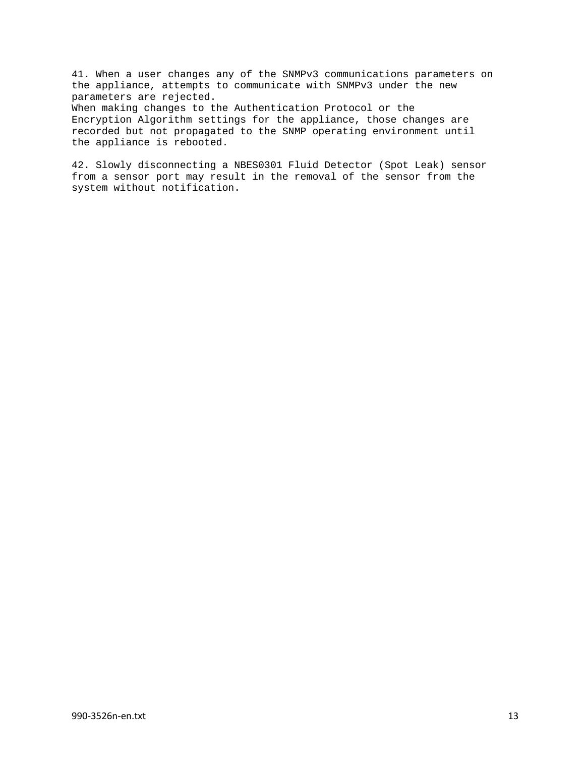41. When a user changes any of the SNMPv3 communications parameters on the appliance, attempts to communicate with SNMPv3 under the new parameters are rejected.
When making changes to the Authentication Protocol or the Encryption Algorithm settings for the appliance, those changes are recorded but not propagated to the SNMP operating environment until the appliance is rebooted.

42. Slowly disconnecting a NBES0301 Fluid Detector (Spot Leak) sensor from a sensor port may result in the removal of the sensor from the system without notification.